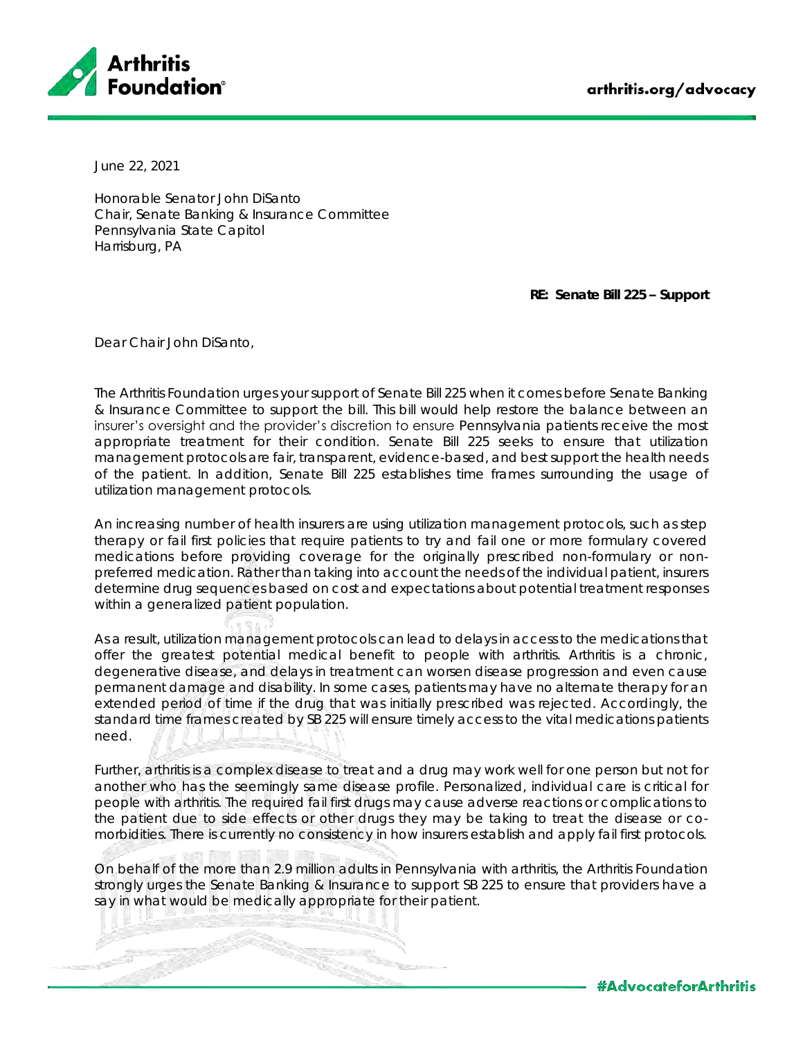June 22, 2021

Honorable Senator John DiSanto
Chair, Senate Banking & Insurance Committee
Pennsylvania State Capitol
Harrisburg, PA

**RE: Senate Bill 225 – Support**

Dear Chair John DiSanto,

The Arthritis Foundation urges your support of Senate Bill 225 when it comes before Senate Banking & Insurance Committee to support the bill. This bill would help restore the balance between an insurer's oversight and the provider's discretion to ensure Pennsylvania patients receive the most appropriate treatment for their condition. Senate Bill 225 seeks to ensure that utilization management protocols are fair, transparent, evidence-based, and best support the health needs of the patient. In addition, Senate Bill 225 establishes time frames surrounding the usage of utilization management protocols.

An increasing number of health insurers are using utilization management protocols, such as step therapy or fail first policies that require patients to try and fail one or more formulary covered medications before providing coverage for the originally prescribed non-formulary or non-preferred medication. Rather than taking into account the needs of the individual patient, insurers determine drug sequences based on cost and expectations about potential treatment responses within a generalized patient population.

As a result, utilization management protocols can lead to delays in access to the medications that offer the greatest potential medical benefit to people with arthritis. Arthritis is a chronic, degenerative disease, and delays in treatment can worsen disease progression and even cause permanent damage and disability. In some cases, patients may have no alternate therapy for an extended period of time if the drug that was initially prescribed was rejected. Accordingly, the standard time frames created by SB 225 will ensure timely access to the vital medications patients need.

Further, arthritis is a complex disease to treat and a drug may work well for one person but not for another who has the seemingly same disease profile. Personalized, individual care is critical for people with arthritis. The required fail first drugs may cause adverse reactions or complications to the patient due to side effects or other drugs they may be taking to treat the disease or co-morbidities. There is currently no consistency in how insurers establish and apply fail first protocols.

On behalf of the more than 2.9 million adults in Pennsylvania with arthritis, the Arthritis Foundation strongly urges the Senate Banking & Insurance to support SB 225 to ensure that providers have a say in what would be medically appropriate for their patient.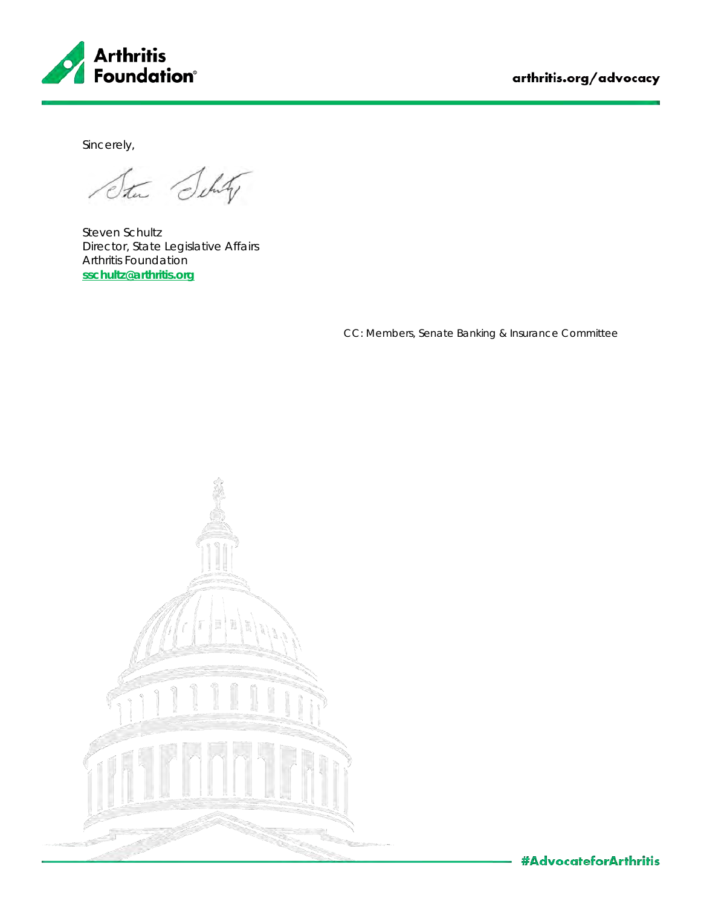Sincerely,

Steven Schultz
Director, State Legislative Affairs
Arthritis Foundation
sschultz@arthritis.org

CC: Members, Senate Banking & Insurance Committee